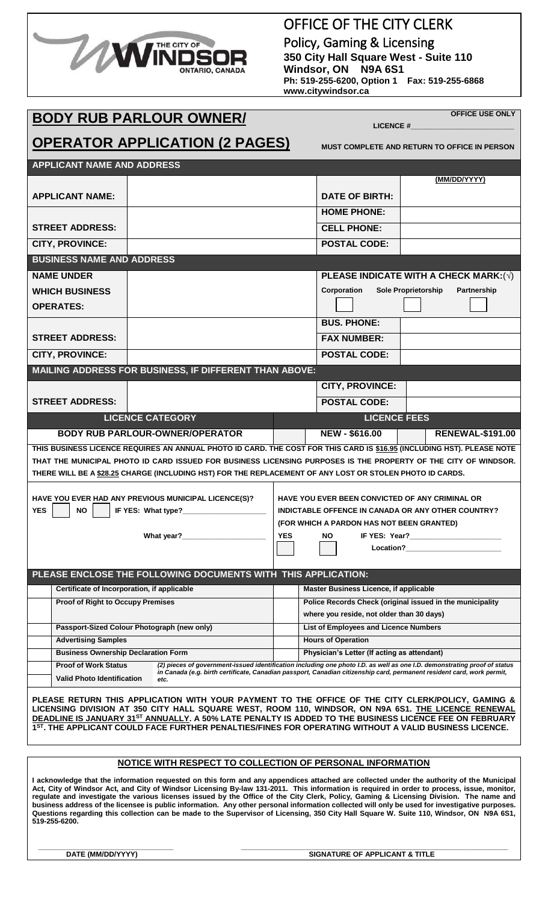THE CITY OF WINDSOR ONTARIO, CANADA

# OFFICE OF THE CITY CLERK

**Policy, Gaming & Licensing**
**350 City Hall Square West - Suite 110**
**Windsor, ON N9A 6S1**
**Ph: 519-255-6200, Option 1 Fax: 519-255-6868**
**www.citywindsor.ca**

## BODY RUB PARLOUR OWNER/ OPERATOR APPLICATION (2 PAGES)

**OFFICE USE ONLY**
**LICENCE #**\_\_\_\_\_\_\_\_\_\_\_\_\_\_\_\_\_\_\_\_

**MUST COMPLETE AND RETURN TO OFFICE IN PERSON**

### APPLICANT NAME AND ADDRESS

| | | | (MM/DD/YYYY) |
|---|---|---|---|
| **APPLICANT NAME:** | | **DATE OF BIRTH:** | |
| | | **HOME PHONE:** | |
| **STREET ADDRESS:** | | **CELL PHONE:** | |
| **CITY, PROVINCE:** | | **POSTAL CODE:** | |

### BUSINESS NAME AND ADDRESS

| | | | |
|---|---|---|---|
| **NAME UNDER WHICH BUSINESS OPERATES:** | | **PLEASE INDICATE WITH A CHECK MARK:(√)** Corporation ☐ Sole Proprietorship ☐ Partnership ☐ | |
| | | **BUS. PHONE:** | |
| **STREET ADDRESS:** | | **FAX NUMBER:** | |
| **CITY, PROVINCE:** | | **POSTAL CODE:** | |

### MAILING ADDRESS FOR BUSINESS, IF DIFFERENT THAN ABOVE:

| | | | |
|---|---|---|---|
| | | **CITY, PROVINCE:** | |
| **STREET ADDRESS:** | | **POSTAL CODE:** | |

| LICENCE CATEGORY | LICENCE FEES | | | |
|---|---|---|---|---|
| **BODY RUB PARLOUR-OWNER/OPERATOR** | ☐ | **NEW - $616.00** | ☐ | **RENEWAL-$191.00** |

**THIS BUSINESS LICENCE REQUIRES AN ANNUAL PHOTO ID CARD. THE COST FOR THIS CARD IS $16.95 (INCLUDING HST). PLEASE NOTE THAT THE MUNICIPAL PHOTO ID CARD ISSUED FOR BUSINESS LICENSING PURPOSES IS THE PROPERTY OF THE CITY OF WINDSOR. THERE WILL BE A $28.25 CHARGE (INCLUDING HST) FOR THE REPLACEMENT OF ANY LOST OR STOLEN PHOTO ID CARDS.**

**HAVE YOU EVER HAD ANY PREVIOUS MUNICIPAL LICENCE(S)?**
**YES** ☐ **NO** ☐ **IF YES: What type?**\_\_\_\_\_\_\_\_\_\_\_\_\_\_\_\_
**What year?**\_\_\_\_\_\_\_\_\_\_\_\_\_\_\_\_

**HAVE YOU EVER BEEN CONVICTED OF ANY CRIMINAL OR INDICTABLE OFFENCE IN CANADA OR ANY OTHER COUNTRY? (FOR WHICH A PARDON HAS NOT BEEN GRANTED)**
**YES** ☐ **NO** ☐ **IF YES: Year?**\_\_\_\_\_\_\_\_\_\_\_\_\_\_\_\_
**Location?**\_\_\_\_\_\_\_\_\_\_\_\_\_\_\_\_

### PLEASE ENCLOSE THE FOLLOWING DOCUMENTS WITH THIS APPLICATION:

| | | | |
|---|---|---|---|
| ☐ | Certificate of Incorporation, if applicable | ☐ | Master Business Licence, if applicable |
| ☐ | Proof of Right to Occupy Premises | ☐ | Police Records Check (original issued in the municipality where you reside, not older than 30 days) |
| ☐ | Passport-Sized Colour Photograph (new only) | ☐ | List of Employees and Licence Numbers |
| ☐ | Advertising Samples | ☐ | Hours of Operation |
| ☐ | Business Ownership Declaration Form | ☐ | Physician's Letter (If acting as attendant) |
| ☐ | Proof of Work Status | | *(2) pieces of government-issued identification including one photo I.D. as well as one I.D. demonstrating proof of status in Canada (e.g. birth certificate, Canadian passport, Canadian citizenship card, permanent resident card, work permit, etc.* |
| ☐ | Valid Photo Identification | | |

**PLEASE RETURN THIS APPLICATION WITH YOUR PAYMENT TO THE OFFICE OF THE CITY CLERK/POLICY, GAMING & LICENSING DIVISION AT 350 CITY HALL SQUARE WEST, ROOM 110, WINDSOR, ON N9A 6S1. THE LICENCE RENEWAL DEADLINE IS JANUARY 31ST ANNUALLY. A 50% LATE PENALTY IS ADDED TO THE BUSINESS LICENCE FEE ON FEBRUARY 1ST. THE APPLICANT COULD FACE FURTHER PENALTIES/FINES FOR OPERATING WITHOUT A VALID BUSINESS LICENCE.**

### NOTICE WITH RESPECT TO COLLECTION OF PERSONAL INFORMATION

**I acknowledge that the information requested on this form and any appendices attached are collected under the authority of the Municipal Act, City of Windsor Act, and City of Windsor Licensing By-law 131-2011. This information is required in order to process, issue, monitor, regulate and investigate the various licenses issued by the Office of the City Clerk, Policy, Gaming & Licensing Division. The name and business address of the licensee is public information. Any other personal information collected will only be used for investigative purposes. Questions regarding this collection can be made to the Supervisor of Licensing, 350 City Hall Square W. Suite 110, Windsor, ON N9A 6S1, 519-255-6200.**

\_\_\_\_\_\_\_\_\_\_\_\_\_\_\_\_\_\_\_\_ \_\_\_\_\_\_\_\_\_\_\_\_\_\_\_\_\_\_\_\_\_\_\_\_\_\_\_\_\_\_
**DATE (MM/DD/YYYY)** **SIGNATURE OF APPLICANT & TITLE**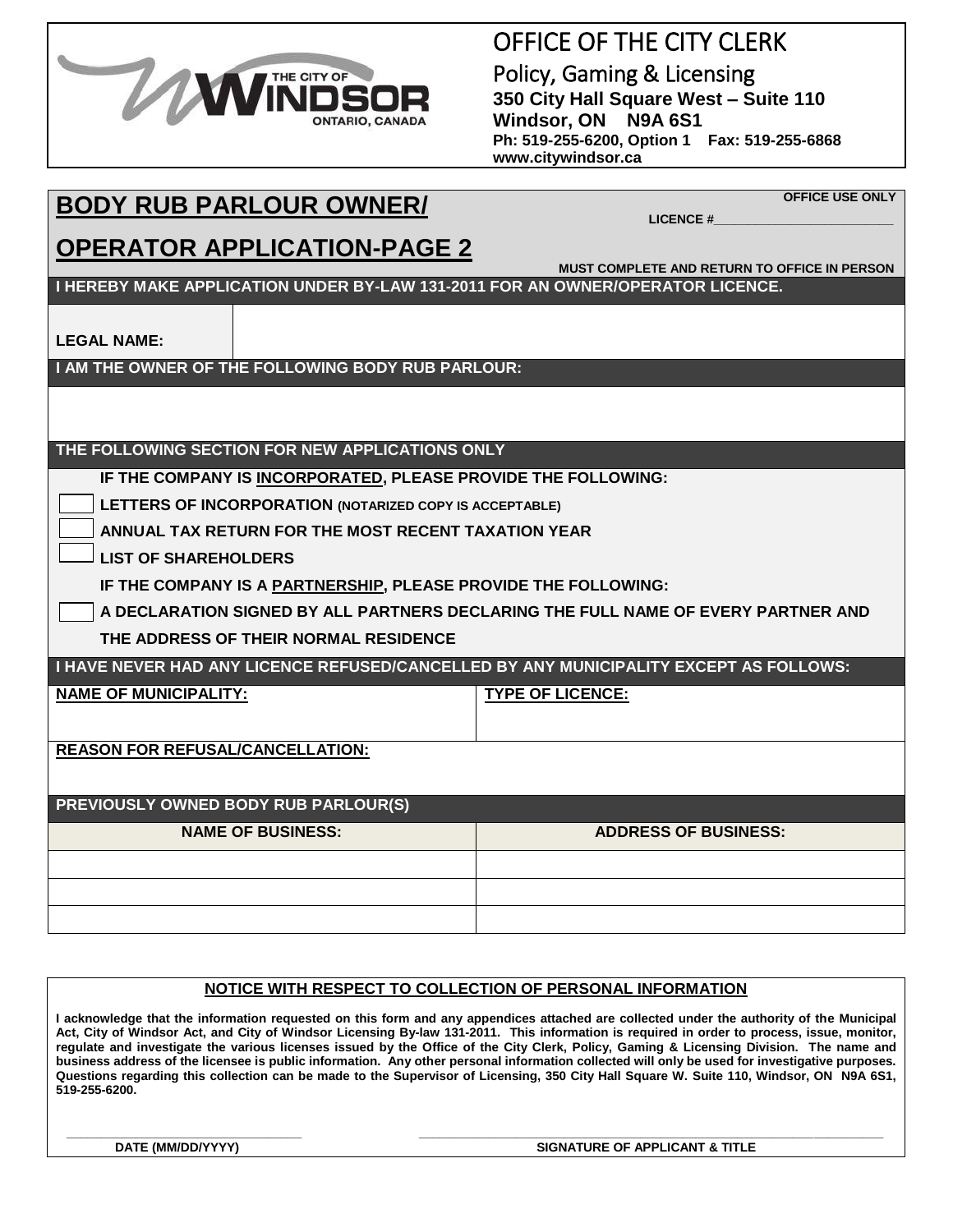THE CITY OF WINDSOR ONTARIO, CANADA

OFFICE OF THE CITY CLERK
Policy, Gaming & Licensing
**350 City Hall Square West – Suite 110**
**Windsor, ON N9A 6S1**
**Ph: 519-255-6200, Option 1 Fax: 519-255-6868**
**www.citywindsor.ca**

# BODY RUB PARLOUR OWNER/ OPERATOR APPLICATION-PAGE 2

**OFFICE USE ONLY**

**LICENCE #________________________**

**MUST COMPLETE AND RETURN TO OFFICE IN PERSON**

**I HEREBY MAKE APPLICATION UNDER BY-LAW 131-2011 FOR AN OWNER/OPERATOR LICENCE.**

| | |
|---|---|
| **LEGAL NAME:** | |

**I AM THE OWNER OF THE FOLLOWING BODY RUB PARLOUR:**

&nbsp;

**THE FOLLOWING SECTION FOR NEW APPLICATIONS ONLY**

**IF THE COMPANY IS INCORPORATED, PLEASE PROVIDE THE FOLLOWING:**

- ☐ **LETTERS OF INCORPORATION (NOTARIZED COPY IS ACCEPTABLE)**
- ☐ **ANNUAL TAX RETURN FOR THE MOST RECENT TAXATION YEAR**
- ☐ **LIST OF SHAREHOLDERS**

**IF THE COMPANY IS A PARTNERSHIP, PLEASE PROVIDE THE FOLLOWING:**

- ☐ **A DECLARATION SIGNED BY ALL PARTNERS DECLARING THE FULL NAME OF EVERY PARTNER AND THE ADDRESS OF THEIR NORMAL RESIDENCE**

**I HAVE NEVER HAD ANY LICENCE REFUSED/CANCELLED BY ANY MUNICIPALITY EXCEPT AS FOLLOWS:**

| | |
|---|---|
| **NAME OF MUNICIPALITY:** | **TYPE OF LICENCE:** |
| **REASON FOR REFUSAL/CANCELLATION:** | |

**PREVIOUSLY OWNED BODY RUB PARLOUR(S)**

| NAME OF BUSINESS: | ADDRESS OF BUSINESS: |
|---|---|
| | |
| | |
| | |

**NOTICE WITH RESPECT TO COLLECTION OF PERSONAL INFORMATION**

**I acknowledge that the information requested on this form and any appendices attached are collected under the authority of the Municipal Act, City of Windsor Act, and City of Windsor Licensing By-law 131-2011. This information is required in order to process, issue, monitor, regulate and investigate the various licenses issued by the Office of the City Clerk, Policy, Gaming & Licensing Division. The name and business address of the licensee is public information. Any other personal information collected will only be used for investigative purposes. Questions regarding this collection can be made to the Supervisor of Licensing, 350 City Hall Square W. Suite 110, Windsor, ON N9A 6S1, 519-255-6200.**

______________________________ **DATE (MM/DD/YYYY)**

______________________________ **SIGNATURE OF APPLICANT & TITLE**